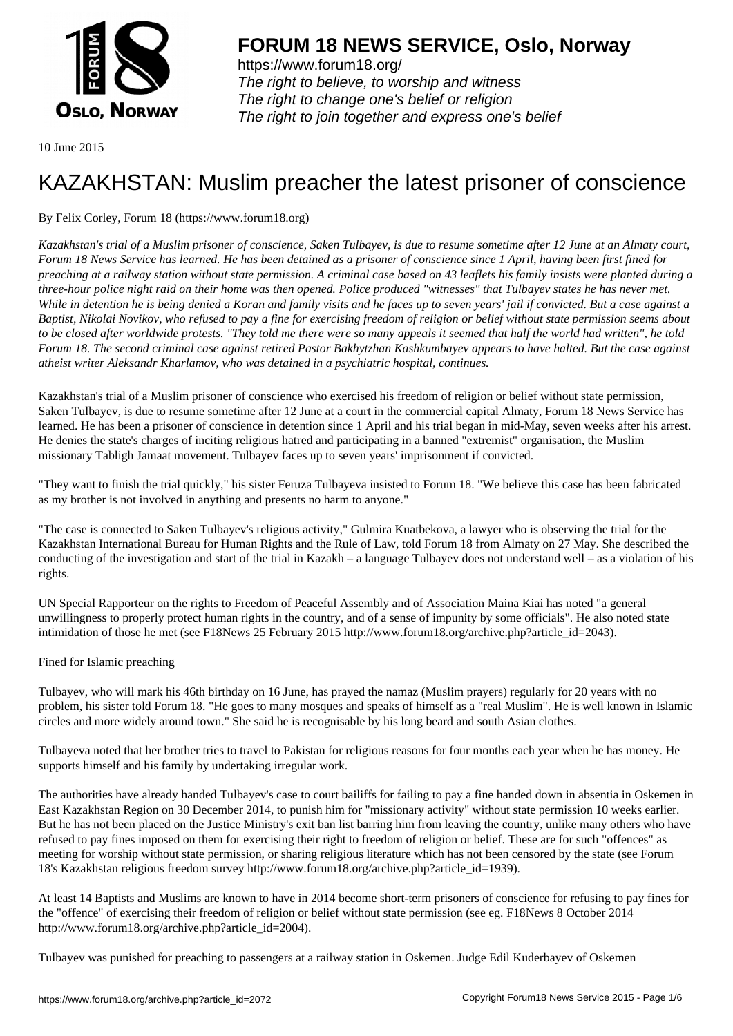# FORUM 18 NEWS SERVICE, Oslo, Norway

https://www.forum18.org/
*The right to believe, to worship and witness*
*The right to change one's belief or religion*
*The right to join together and express one's belief*

10 June 2015

# KAZAKHSTAN: Muslim preacher the latest prisoner of conscience

By Felix Corley, Forum 18 (https://www.forum18.org)

*Kazakhstan's trial of a Muslim prisoner of conscience, Saken Tulbayev, is due to resume sometime after 12 June at an Almaty court, Forum 18 News Service has learned. He has been detained as a prisoner of conscience since 1 April, having been first fined for preaching at a railway station without state permission. A criminal case based on 43 leaflets his family insists were planted during a three-hour police night raid on their home was then opened. Police produced "witnesses" that Tulbayev states he has never met. While in detention he is being denied a Koran and family visits and he faces up to seven years' jail if convicted. But a case against a Baptist, Nikolai Novikov, who refused to pay a fine for exercising freedom of religion or belief without state permission seems about to be closed after worldwide protests. "They told me there were so many appeals it seemed that half the world had written", he told Forum 18. The second criminal case against retired Pastor Bakhytzhan Kashkumbayev appears to have halted. But the case against atheist writer Aleksandr Kharlamov, who was detained in a psychiatric hospital, continues.*

Kazakhstan's trial of a Muslim prisoner of conscience who exercised his freedom of religion or belief without state permission, Saken Tulbayev, is due to resume sometime after 12 June at a court in the commercial capital Almaty, Forum 18 News Service has learned. He has been a prisoner of conscience in detention since 1 April and his trial began in mid-May, seven weeks after his arrest. He denies the state's charges of inciting religious hatred and participating in a banned "extremist" organisation, the Muslim missionary Tabligh Jamaat movement. Tulbayev faces up to seven years' imprisonment if convicted.

"They want to finish the trial quickly," his sister Feruza Tulbayeva insisted to Forum 18. "We believe this case has been fabricated as my brother is not involved in anything and presents no harm to anyone."

"The case is connected to Saken Tulbayev's religious activity," Gulmira Kuatbekova, a lawyer who is observing the trial for the Kazakhstan International Bureau for Human Rights and the Rule of Law, told Forum 18 from Almaty on 27 May. She described the conducting of the investigation and start of the trial in Kazakh – a language Tulbayev does not understand well – as a violation of his rights.

UN Special Rapporteur on the rights to Freedom of Peaceful Assembly and of Association Maina Kiai has noted "a general unwillingness to properly protect human rights in the country, and of a sense of impunity by some officials". He also noted state intimidation of those he met (see F18News 25 February 2015 http://www.forum18.org/archive.php?article_id=2043).

Fined for Islamic preaching

Tulbayev, who will mark his 46th birthday on 16 June, has prayed the namaz (Muslim prayers) regularly for 20 years with no problem, his sister told Forum 18. "He goes to many mosques and speaks of himself as a "real Muslim". He is well known in Islamic circles and more widely around town." She said he is recognisable by his long beard and south Asian clothes.

Tulbayeva noted that her brother tries to travel to Pakistan for religious reasons for four months each year when he has money. He supports himself and his family by undertaking irregular work.

The authorities have already handed Tulbayev's case to court bailiffs for failing to pay a fine handed down in absentia in Oskemen in East Kazakhstan Region on 30 December 2014, to punish him for "missionary activity" without state permission 10 weeks earlier. But he has not been placed on the Justice Ministry's exit ban list barring him from leaving the country, unlike many others who have refused to pay fines imposed on them for exercising their right to freedom of religion or belief. These are for such "offences" as meeting for worship without state permission, or sharing religious literature which has not been censored by the state (see Forum 18's Kazakhstan religious freedom survey http://www.forum18.org/archive.php?article_id=1939).

At least 14 Baptists and Muslims are known to have in 2014 become short-term prisoners of conscience for refusing to pay fines for the "offence" of exercising their freedom of religion or belief without state permission (see eg. F18News 8 October 2014 http://www.forum18.org/archive.php?article_id=2004).

Tulbayev was punished for preaching to passengers at a railway station in Oskemen. Judge Edil Kuderbayev of Oskemen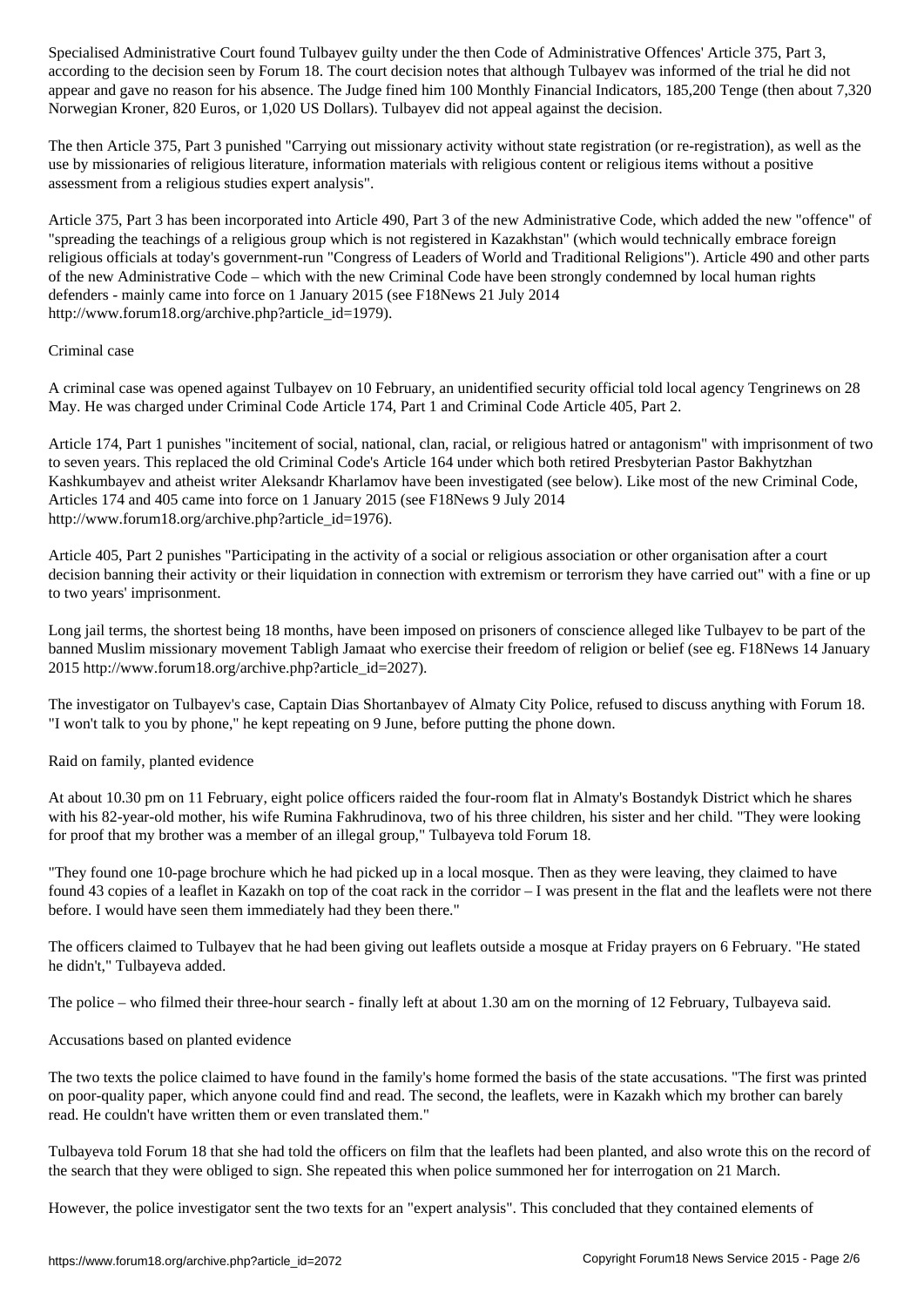Specialised Administrative Court found Tulbayev guilty under the then Code of Administrative Offences' Article 375, Part 3, according to the decision seen by Forum 18. The court decision notes that although Tulbayev was informed of the trial he did not appear and gave no reason for his absence. The Judge fined him 100 Monthly Financial Indicators, 185,200 Tenge (then about 7,320 Norwegian Kroner, 820 Euros, or 1,020 US Dollars). Tulbayev did not appeal against the decision.

The then Article 375, Part 3 punished "Carrying out missionary activity without state registration (or re-registration), as well as the use by missionaries of religious literature, information materials with religious content or religious items without a positive assessment from a religious studies expert analysis".

Article 375, Part 3 has been incorporated into Article 490, Part 3 of the new Administrative Code, which added the new "offence" of "spreading the teachings of a religious group which is not registered in Kazakhstan" (which would technically embrace foreign religious officials at today's government-run "Congress of Leaders of World and Traditional Religions"). Article 490 and other parts of the new Administrative Code – which with the new Criminal Code have been strongly condemned by local human rights defenders - mainly came into force on 1 January 2015 (see F18News 21 July 2014 http://www.forum18.org/archive.php?article_id=1979).

## Criminal case

A criminal case was opened against Tulbayev on 10 February, an unidentified security official told local agency Tengrinews on 28 May. He was charged under Criminal Code Article 174, Part 1 and Criminal Code Article 405, Part 2.

Article 174, Part 1 punishes "incitement of social, national, clan, racial, or religious hatred or antagonism" with imprisonment of two to seven years. This replaced the old Criminal Code's Article 164 under which both retired Presbyterian Pastor Bakhytzhan Kashkumbayev and atheist writer Aleksandr Kharlamov have been investigated (see below). Like most of the new Criminal Code, Articles 174 and 405 came into force on 1 January 2015 (see F18News 9 July 2014 http://www.forum18.org/archive.php?article_id=1976).

Article 405, Part 2 punishes "Participating in the activity of a social or religious association or other organisation after a court decision banning their activity or their liquidation in connection with extremism or terrorism they have carried out" with a fine or up to two years' imprisonment.

Long jail terms, the shortest being 18 months, have been imposed on prisoners of conscience alleged like Tulbayev to be part of the banned Muslim missionary movement Tabligh Jamaat who exercise their freedom of religion or belief (see eg. F18News 14 January 2015 http://www.forum18.org/archive.php?article_id=2027).

The investigator on Tulbayev's case, Captain Dias Shortanbayev of Almaty City Police, refused to discuss anything with Forum 18. "I won't talk to you by phone," he kept repeating on 9 June, before putting the phone down.

## Raid on family, planted evidence

At about 10.30 pm on 11 February, eight police officers raided the four-room flat in Almaty's Bostandyk District which he shares with his 82-year-old mother, his wife Rumina Fakhrudinova, two of his three children, his sister and her child. "They were looking for proof that my brother was a member of an illegal group," Tulbayeva told Forum 18.

"They found one 10-page brochure which he had picked up in a local mosque. Then as they were leaving, they claimed to have found 43 copies of a leaflet in Kazakh on top of the coat rack in the corridor – I was present in the flat and the leaflets were not there before. I would have seen them immediately had they been there."

The officers claimed to Tulbayev that he had been giving out leaflets outside a mosque at Friday prayers on 6 February. "He stated he didn't," Tulbayeva added.

The police – who filmed their three-hour search - finally left at about 1.30 am on the morning of 12 February, Tulbayeva said.

## Accusations based on planted evidence

The two texts the police claimed to have found in the family's home formed the basis of the state accusations. "The first was printed on poor-quality paper, which anyone could find and read. The second, the leaflets, were in Kazakh which my brother can barely read. He couldn't have written them or even translated them."

Tulbayeva told Forum 18 that she had told the officers on film that the leaflets had been planted, and also wrote this on the record of the search that they were obliged to sign. She repeated this when police summoned her for interrogation on 21 March.

However, the police investigator sent the two texts for an "expert analysis". This concluded that they contained elements of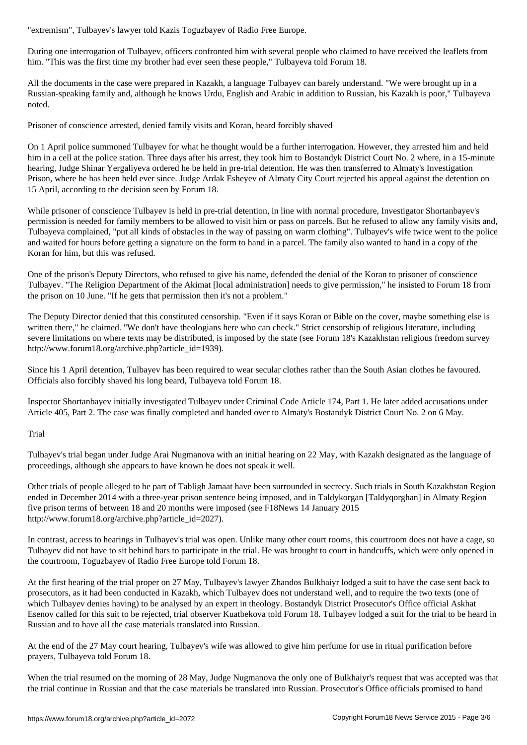"extremism", Tulbayev's lawyer told Kazis Toguzbayev of Radio Free Europe.

During one interrogation of Tulbayev, officers confronted him with several people who claimed to have received the leaflets from him. "This was the first time my brother had ever seen these people," Tulbayeva told Forum 18.

All the documents in the case were prepared in Kazakh, a language Tulbayev can barely understand. "We were brought up in a Russian-speaking family and, although he knows Urdu, English and Arabic in addition to Russian, his Kazakh is poor," Tulbayeva noted.

## Prisoner of conscience arrested, denied family visits and Koran, beard forcibly shaved

On 1 April police summoned Tulbayev for what he thought would be a further interrogation. However, they arrested him and held him in a cell at the police station. Three days after his arrest, they took him to Bostandyk District Court No. 2 where, in a 15-minute hearing, Judge Shinar Yergaliyeva ordered he be held in pre-trial detention. He was then transferred to Almaty's Investigation Prison, where he has been held ever since. Judge Ardak Esheyev of Almaty City Court rejected his appeal against the detention on 15 April, according to the decision seen by Forum 18.

While prisoner of conscience Tulbayev is held in pre-trial detention, in line with normal procedure, Investigator Shortanbayev's permission is needed for family members to be allowed to visit him or pass on parcels. But he refused to allow any family visits and, Tulbayeva complained, "put all kinds of obstacles in the way of passing on warm clothing". Tulbayev's wife twice went to the police and waited for hours before getting a signature on the form to hand in a parcel. The family also wanted to hand in a copy of the Koran for him, but this was refused.

One of the prison's Deputy Directors, who refused to give his name, defended the denial of the Koran to prisoner of conscience Tulbayev. "The Religion Department of the Akimat [local administration] needs to give permission," he insisted to Forum 18 from the prison on 10 June. "If he gets that permission then it's not a problem."

The Deputy Director denied that this constituted censorship. "Even if it says Koran or Bible on the cover, maybe something else is written there," he claimed. "We don't have theologians here who can check." Strict censorship of religious literature, including severe limitations on where texts may be distributed, is imposed by the state (see Forum 18's Kazakhstan religious freedom survey http://www.forum18.org/archive.php?article_id=1939).

Since his 1 April detention, Tulbayev has been required to wear secular clothes rather than the South Asian clothes he favoured. Officials also forcibly shaved his long beard, Tulbayeva told Forum 18.

Inspector Shortanbayev initially investigated Tulbayev under Criminal Code Article 174, Part 1. He later added accusations under Article 405, Part 2. The case was finally completed and handed over to Almaty's Bostandyk District Court No. 2 on 6 May.

## Trial

Tulbayev's trial began under Judge Arai Nugmanova with an initial hearing on 22 May, with Kazakh designated as the language of proceedings, although she appears to have known he does not speak it well.

Other trials of people alleged to be part of Tabligh Jamaat have been surrounded in secrecy. Such trials in South Kazakhstan Region ended in December 2014 with a three-year prison sentence being imposed, and in Taldykorgan [Taldyqorghan] in Almaty Region five prison terms of between 18 and 20 months were imposed (see F18News 14 January 2015 http://www.forum18.org/archive.php?article_id=2027).

In contrast, access to hearings in Tulbayev's trial was open. Unlike many other court rooms, this courtroom does not have a cage, so Tulbayev did not have to sit behind bars to participate in the trial. He was brought to court in handcuffs, which were only opened in the courtroom, Toguzbayev of Radio Free Europe told Forum 18.

At the first hearing of the trial proper on 27 May, Tulbayev's lawyer Zhandos Bulkhaiyr lodged a suit to have the case sent back to prosecutors, as it had been conducted in Kazakh, which Tulbayev does not understand well, and to require the two texts (one of which Tulbayev denies having) to be analysed by an expert in theology. Bostandyk District Prosecutor's Office official Askhat Esenov called for this suit to be rejected, trial observer Kuatbekova told Forum 18. Tulbayev lodged a suit for the trial to be heard in Russian and to have all the case materials translated into Russian.

At the end of the 27 May court hearing, Tulbayev's wife was allowed to give him perfume for use in ritual purification before prayers, Tulbayeva told Forum 18.

When the trial resumed on the morning of 28 May, Judge Nugmanova the only one of Bulkhaiyr's request that was accepted was that the trial continue in Russian and that the case materials be translated into Russian. Prosecutor's Office officials promised to hand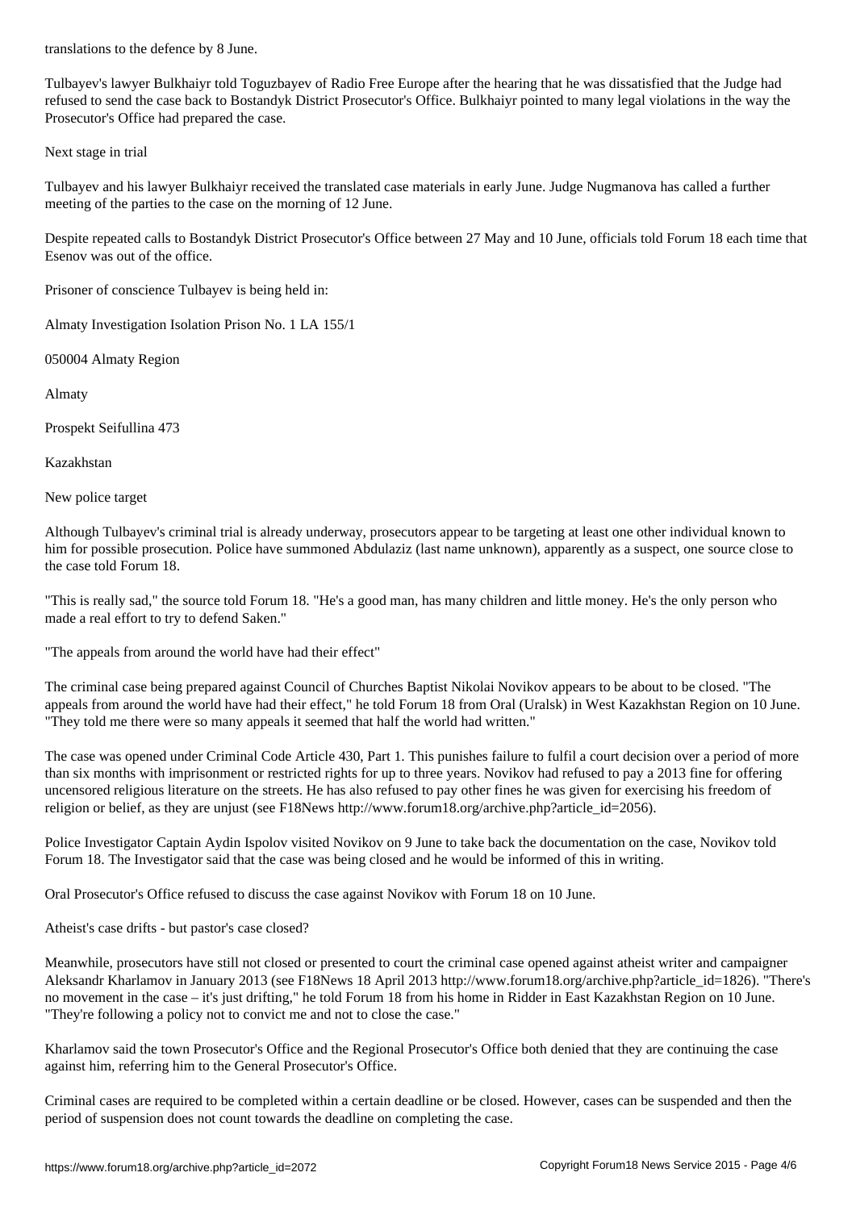translations to the defence by 8 June.

Tulbayev's lawyer Bulkhaiyr told Toguzbayev of Radio Free Europe after the hearing that he was dissatisfied that the Judge had refused to send the case back to Bostandyk District Prosecutor's Office. Bulkhaiyr pointed to many legal violations in the way the Prosecutor's Office had prepared the case.

## Next stage in trial

Tulbayev and his lawyer Bulkhaiyr received the translated case materials in early June. Judge Nugmanova has called a further meeting of the parties to the case on the morning of 12 June.

Despite repeated calls to Bostandyk District Prosecutor's Office between 27 May and 10 June, officials told Forum 18 each time that Esenov was out of the office.

Prisoner of conscience Tulbayev is being held in:

Almaty Investigation Isolation Prison No. 1 LA 155/1

050004 Almaty Region

Almaty

Prospekt Seifullina 473

Kazakhstan

## New police target

Although Tulbayev's criminal trial is already underway, prosecutors appear to be targeting at least one other individual known to him for possible prosecution. Police have summoned Abdulaziz (last name unknown), apparently as a suspect, one source close to the case told Forum 18.

"This is really sad," the source told Forum 18. "He's a good man, has many children and little money. He's the only person who made a real effort to try to defend Saken."

## "The appeals from around the world have had their effect"

The criminal case being prepared against Council of Churches Baptist Nikolai Novikov appears to be about to be closed. "The appeals from around the world have had their effect," he told Forum 18 from Oral (Uralsk) in West Kazakhstan Region on 10 June. "They told me there were so many appeals it seemed that half the world had written."

The case was opened under Criminal Code Article 430, Part 1. This punishes failure to fulfil a court decision over a period of more than six months with imprisonment or restricted rights for up to three years. Novikov had refused to pay a 2013 fine for offering uncensored religious literature on the streets. He has also refused to pay other fines he was given for exercising his freedom of religion or belief, as they are unjust (see F18News http://www.forum18.org/archive.php?article_id=2056).

Police Investigator Captain Aydin Ispolov visited Novikov on 9 June to take back the documentation on the case, Novikov told Forum 18. The Investigator said that the case was being closed and he would be informed of this in writing.

Oral Prosecutor's Office refused to discuss the case against Novikov with Forum 18 on 10 June.

## Atheist's case drifts - but pastor's case closed?

Meanwhile, prosecutors have still not closed or presented to court the criminal case opened against atheist writer and campaigner Aleksandr Kharlamov in January 2013 (see F18News 18 April 2013 http://www.forum18.org/archive.php?article_id=1826). "There's no movement in the case – it's just drifting," he told Forum 18 from his home in Ridder in East Kazakhstan Region on 10 June. "They're following a policy not to convict me and not to close the case."

Kharlamov said the town Prosecutor's Office and the Regional Prosecutor's Office both denied that they are continuing the case against him, referring him to the General Prosecutor's Office.

Criminal cases are required to be completed within a certain deadline or be closed. However, cases can be suspended and then the period of suspension does not count towards the deadline on completing the case.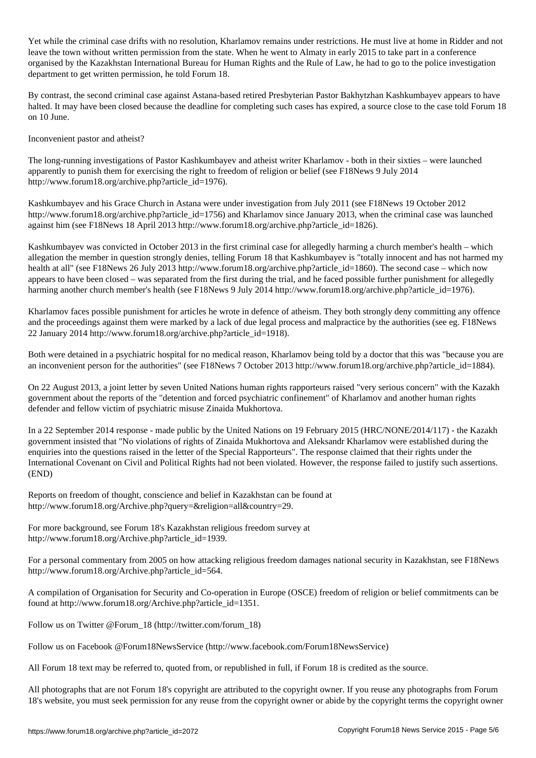Yet while the criminal case drifts with no resolution, Kharlamov remains under restrictions. He must live at home in Ridder and not leave the town without written permission from the state. When he went to Almaty in early 2015 to take part in a conference organised by the Kazakhstan International Bureau for Human Rights and the Rule of Law, he had to go to the police investigation department to get written permission, he told Forum 18.

By contrast, the second criminal case against Astana-based retired Presbyterian Pastor Bakhytzhan Kashkumbayev appears to have halted. It may have been closed because the deadline for completing such cases has expired, a source close to the case told Forum 18 on 10 June.

## Inconvenient pastor and atheist?

The long-running investigations of Pastor Kashkumbayev and atheist writer Kharlamov - both in their sixties – were launched apparently to punish them for exercising the right to freedom of religion or belief (see F18News 9 July 2014 http://www.forum18.org/archive.php?article_id=1976).

Kashkumbayev and his Grace Church in Astana were under investigation from July 2011 (see F18News 19 October 2012 http://www.forum18.org/archive.php?article_id=1756) and Kharlamov since January 2013, when the criminal case was launched against him (see F18News 18 April 2013 http://www.forum18.org/archive.php?article_id=1826).

Kashkumbayev was convicted in October 2013 in the first criminal case for allegedly harming a church member's health – which allegation the member in question strongly denies, telling Forum 18 that Kashkumbayev is "totally innocent and has not harmed my health at all" (see F18News 26 July 2013 http://www.forum18.org/archive.php?article_id=1860). The second case – which now appears to have been closed – was separated from the first during the trial, and he faced possible further punishment for allegedly harming another church member's health (see F18News 9 July 2014 http://www.forum18.org/archive.php?article_id=1976).

Kharlamov faces possible punishment for articles he wrote in defence of atheism. They both strongly deny committing any offence and the proceedings against them were marked by a lack of due legal process and malpractice by the authorities (see eg. F18News 22 January 2014 http://www.forum18.org/archive.php?article_id=1918).

Both were detained in a psychiatric hospital for no medical reason, Kharlamov being told by a doctor that this was "because you are an inconvenient person for the authorities" (see F18News 7 October 2013 http://www.forum18.org/archive.php?article_id=1884).

On 22 August 2013, a joint letter by seven United Nations human rights rapporteurs raised "very serious concern" with the Kazakh government about the reports of the "detention and forced psychiatric confinement" of Kharlamov and another human rights defender and fellow victim of psychiatric misuse Zinaida Mukhortova.

In a 22 September 2014 response - made public by the United Nations on 19 February 2015 (HRC/NONE/2014/117) - the Kazakh government insisted that "No violations of rights of Zinaida Mukhortova and Aleksandr Kharlamov were established during the enquiries into the questions raised in the letter of the Special Rapporteurs". The response claimed that their rights under the International Covenant on Civil and Political Rights had not been violated. However, the response failed to justify such assertions. (END)

Reports on freedom of thought, conscience and belief in Kazakhstan can be found at http://www.forum18.org/Archive.php?query=&religion=all&country=29.

For more background, see Forum 18's Kazakhstan religious freedom survey at http://www.forum18.org/Archive.php?article_id=1939.

For a personal commentary from 2005 on how attacking religious freedom damages national security in Kazakhstan, see F18News http://www.forum18.org/Archive.php?article_id=564.

A compilation of Organisation for Security and Co-operation in Europe (OSCE) freedom of religion or belief commitments can be found at http://www.forum18.org/Archive.php?article_id=1351.

Follow us on Twitter @Forum_18 (http://twitter.com/forum_18)

Follow us on Facebook @Forum18NewsService (http://www.facebook.com/Forum18NewsService)

All Forum 18 text may be referred to, quoted from, or republished in full, if Forum 18 is credited as the source.

All photographs that are not Forum 18's copyright are attributed to the copyright owner. If you reuse any photographs from Forum 18's website, you must seek permission for any reuse from the copyright owner or abide by the copyright terms the copyright owner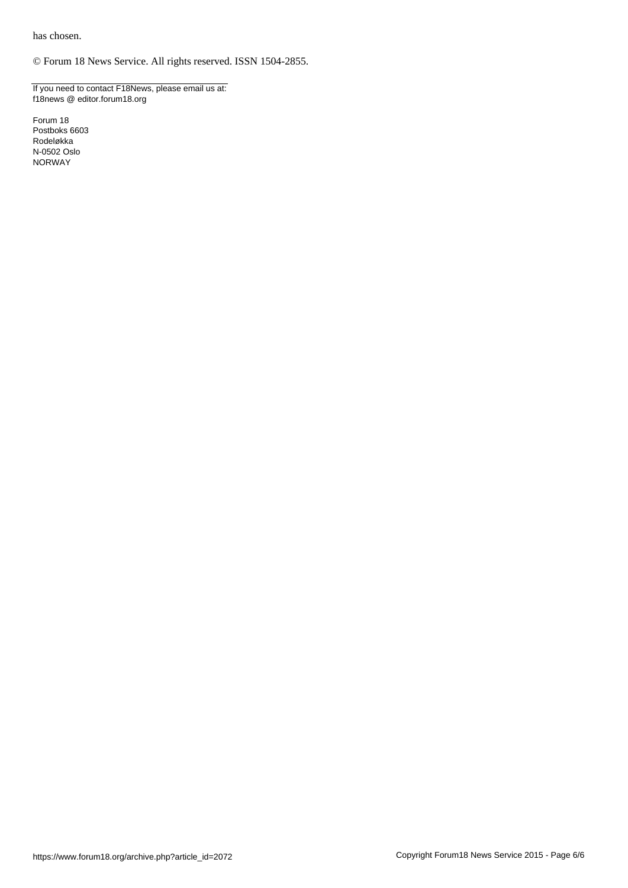has chosen.

© Forum 18 News Service. All rights reserved. ISSN 1504-2855.

If you need to contact F18News, please email us at:
f18news @ editor.forum18.org

Forum 18
Postboks 6603
Rodeløkka
N-0502 Oslo
NORWAY